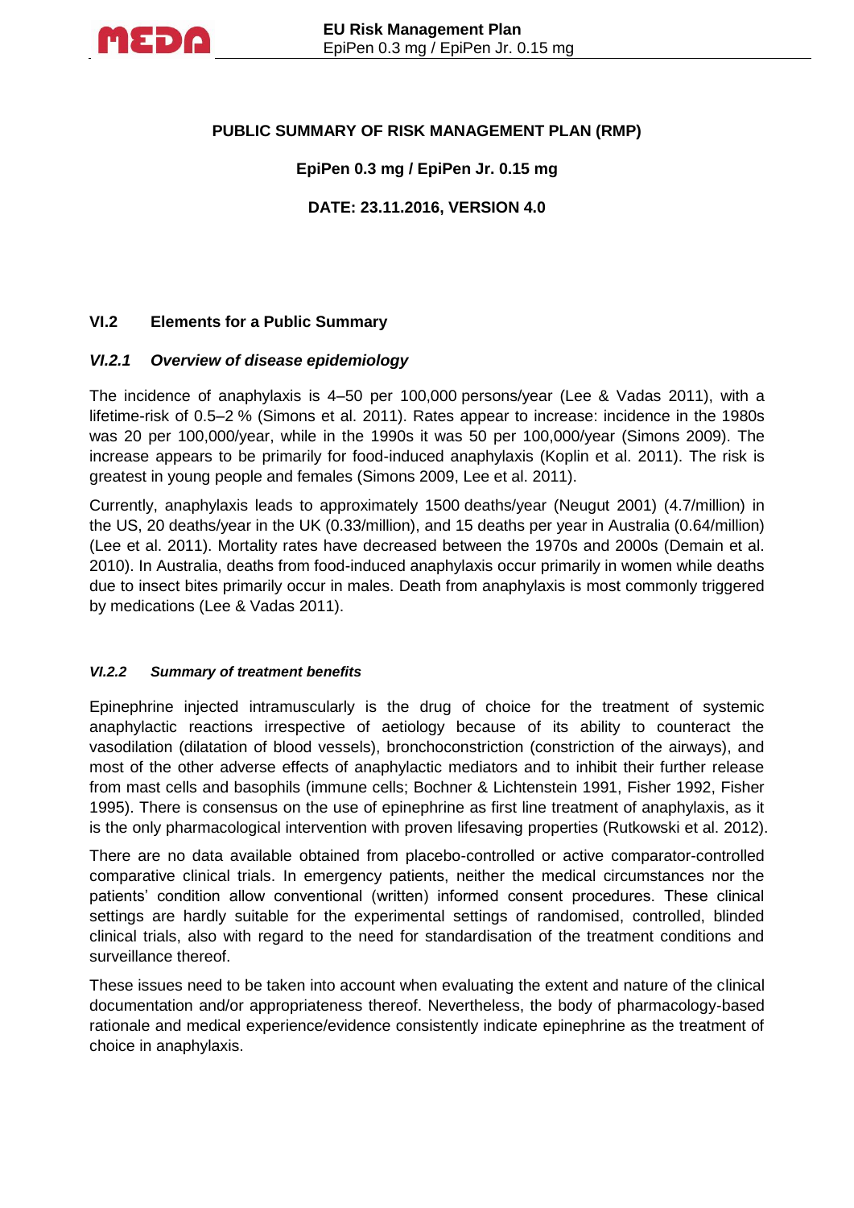**PUBLIC SUMMARY OF RISK MANAGEMENT PLAN (RMP)**

**EpiPen 0.3 mg / EpiPen Jr. 0.15 mg**

**DATE: 23.11.2016, VERSION 4.0**

## VI.2 Elements for a Public Summary

### *VI.2.1 Overview of disease epidemiology*

The incidence of anaphylaxis is 4–50 per 100,000 persons/year (Lee & Vadas 2011), with a lifetime-risk of 0.5–2 % (Simons et al. 2011). Rates appear to increase: incidence in the 1980s was 20 per 100,000/year, while in the 1990s it was 50 per 100,000/year (Simons 2009). The increase appears to be primarily for food-induced anaphylaxis (Koplin et al. 2011). The risk is greatest in young people and females (Simons 2009, Lee et al. 2011).

Currently, anaphylaxis leads to approximately 1500 deaths/year (Neugut 2001) (4.7/million) in the US, 20 deaths/year in the UK (0.33/million), and 15 deaths per year in Australia (0.64/million) (Lee et al. 2011). Mortality rates have decreased between the 1970s and 2000s (Demain et al. 2010). In Australia, deaths from food-induced anaphylaxis occur primarily in women while deaths due to insect bites primarily occur in males. Death from anaphylaxis is most commonly triggered by medications (Lee & Vadas 2011).

### *VI.2.2 Summary of treatment benefits*

Epinephrine injected intramuscularly is the drug of choice for the treatment of systemic anaphylactic reactions irrespective of aetiology because of its ability to counteract the vasodilation (dilatation of blood vessels), bronchoconstriction (constriction of the airways), and most of the other adverse effects of anaphylactic mediators and to inhibit their further release from mast cells and basophils (immune cells; Bochner & Lichtenstein 1991, Fisher 1992, Fisher 1995). There is consensus on the use of epinephrine as first line treatment of anaphylaxis, as it is the only pharmacological intervention with proven lifesaving properties (Rutkowski et al. 2012).

There are no data available obtained from placebo-controlled or active comparator-controlled comparative clinical trials. In emergency patients, neither the medical circumstances nor the patients' condition allow conventional (written) informed consent procedures. These clinical settings are hardly suitable for the experimental settings of randomised, controlled, blinded clinical trials, also with regard to the need for standardisation of the treatment conditions and surveillance thereof.

These issues need to be taken into account when evaluating the extent and nature of the clinical documentation and/or appropriateness thereof. Nevertheless, the body of pharmacology-based rationale and medical experience/evidence consistently indicate epinephrine as the treatment of choice in anaphylaxis.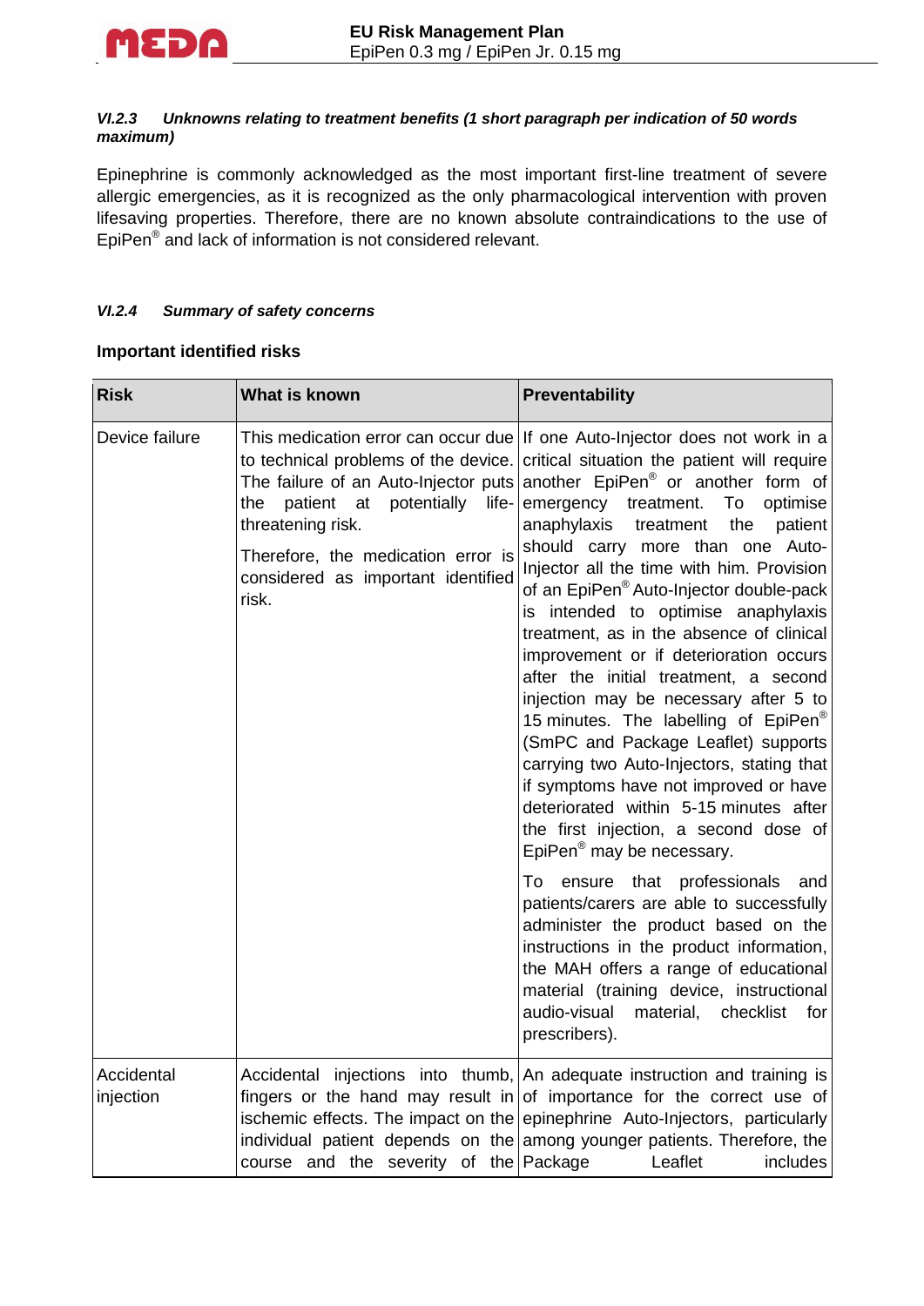#### *VI.2.3 Unknowns relating to treatment benefits (1 short paragraph per indication of 50 words maximum)*

Epinephrine is commonly acknowledged as the most important first-line treatment of severe allergic emergencies, as it is recognized as the only pharmacological intervention with proven lifesaving properties. Therefore, there are no known absolute contraindications to the use of EpiPen® and lack of information is not considered relevant.

#### *VI.2.4 Summary of safety concerns*

**Important identified risks**

| Risk | What is known | Preventability |
|---|---|---|
| Device failure | This medication error can occur due to technical problems of the device. The failure of an Auto-Injector puts the patient at potentially life-threatening risk.<br><br>Therefore, the medication error is considered as important identified risk. | If one Auto-Injector does not work in a critical situation the patient will require another EpiPen® or another form of emergency treatment. To optimise anaphylaxis treatment the patient should carry more than one Auto-Injector all the time with him. Provision of an EpiPen® Auto-Injector double-pack is intended to optimise anaphylaxis treatment, as in the absence of clinical improvement or if deterioration occurs after the initial treatment, a second injection may be necessary after 5 to 15 minutes. The labelling of EpiPen® (SmPC and Package Leaflet) supports carrying two Auto-Injectors, stating that if symptoms have not improved or have deteriorated within 5-15 minutes after the first injection, a second dose of EpiPen® may be necessary.<br><br>To ensure that professionals and patients/carers are able to successfully administer the product based on the instructions in the product information, the MAH offers a range of educational material (training device, instructional audio-visual material, checklist for prescribers). |
| Accidental injection | Accidental injections into thumb, fingers or the hand may result in ischemic effects. The impact on the individual patient depends on the course and the severity of the | An adequate instruction and training is of importance for the correct use of epinephrine Auto-Injectors, particularly among younger patients. Therefore, the Package Leaflet includes |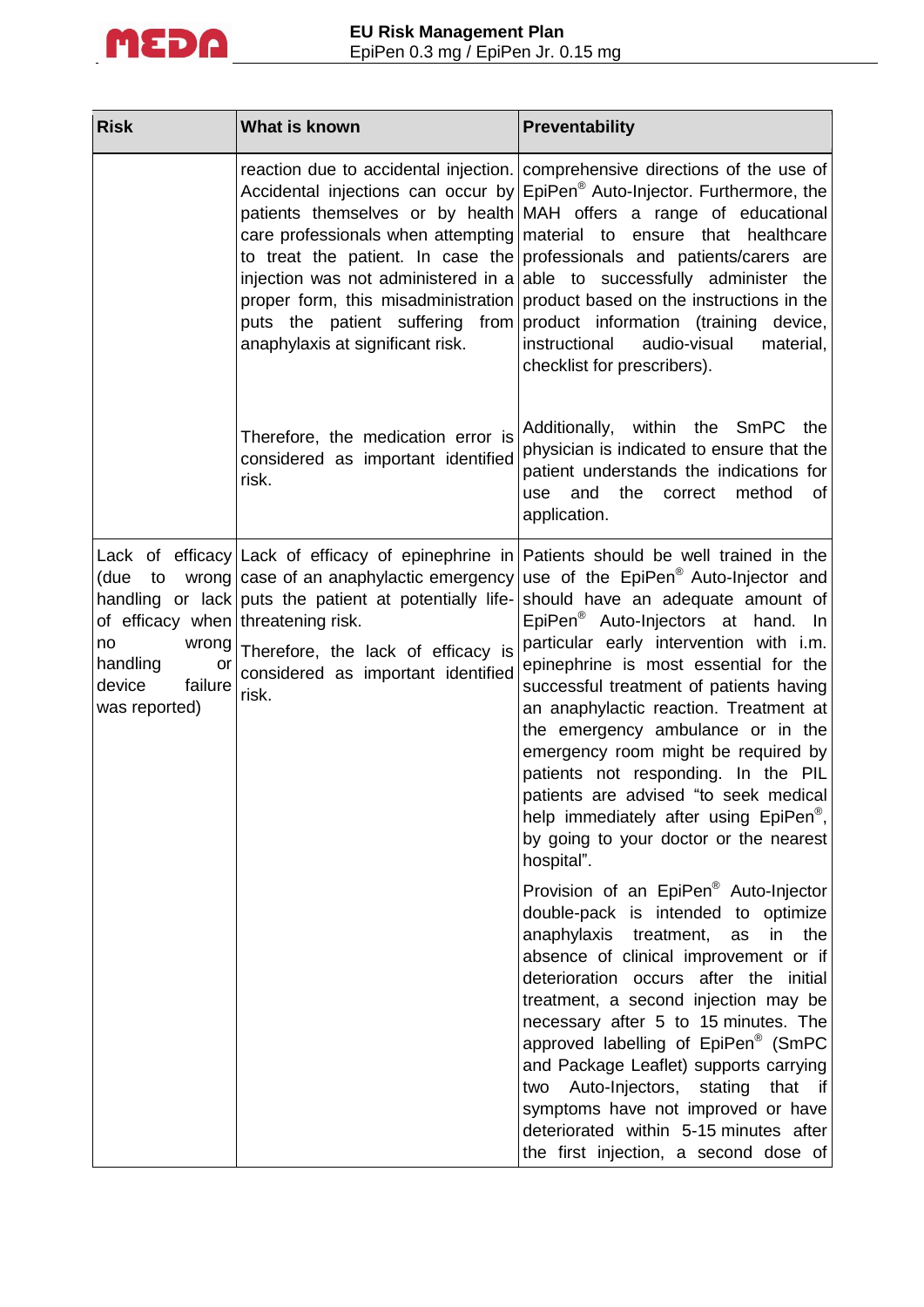| Risk | What is known | Preventability |
|---|---|---|
| | reaction due to accidental injection. Accidental injections can occur by patients themselves or by health care professionals when attempting to treat the patient. In case the injection was not administered in a proper form, this misadministration puts the patient suffering from anaphylaxis at significant risk.<br><br>Therefore, the medication error is considered as important identified risk. | comprehensive directions of the use of EpiPen® Auto-Injector. Furthermore, the MAH offers a range of educational material to ensure that healthcare professionals and patients/carers are able to successfully administer the product based on the instructions in the product information (training device, instructional audio-visual material, checklist for prescribers).<br><br>Additionally, within the SmPC the physician is indicated to ensure that the patient understands the indications for use and the correct method of application. |
| Lack of efficacy (due to wrong handling or lack of efficacy when no wrong handling or device failure was reported) | Lack of efficacy of epinephrine in case of an anaphylactic emergency puts the patient at potentially life-threatening risk.<br><br>Therefore, the lack of efficacy is considered as important identified risk. | Patients should be well trained in the use of the EpiPen® Auto-Injector and should have an adequate amount of EpiPen® Auto-Injectors at hand. In particular early intervention with i.m. epinephrine is most essential for the successful treatment of patients having an anaphylactic reaction. Treatment at the emergency ambulance or in the emergency room might be required by patients not responding. In the PIL patients are advised "to seek medical help immediately after using EpiPen®, by going to your doctor or the nearest hospital".<br><br>Provision of an EpiPen® Auto-Injector double-pack is intended to optimize anaphylaxis treatment, as in the absence of clinical improvement or if deterioration occurs after the initial treatment, a second injection may be necessary after 5 to 15 minutes. The approved labelling of EpiPen® (SmPC and Package Leaflet) supports carrying two Auto-Injectors, stating that if symptoms have not improved or have deteriorated within 5-15 minutes after the first injection, a second dose of |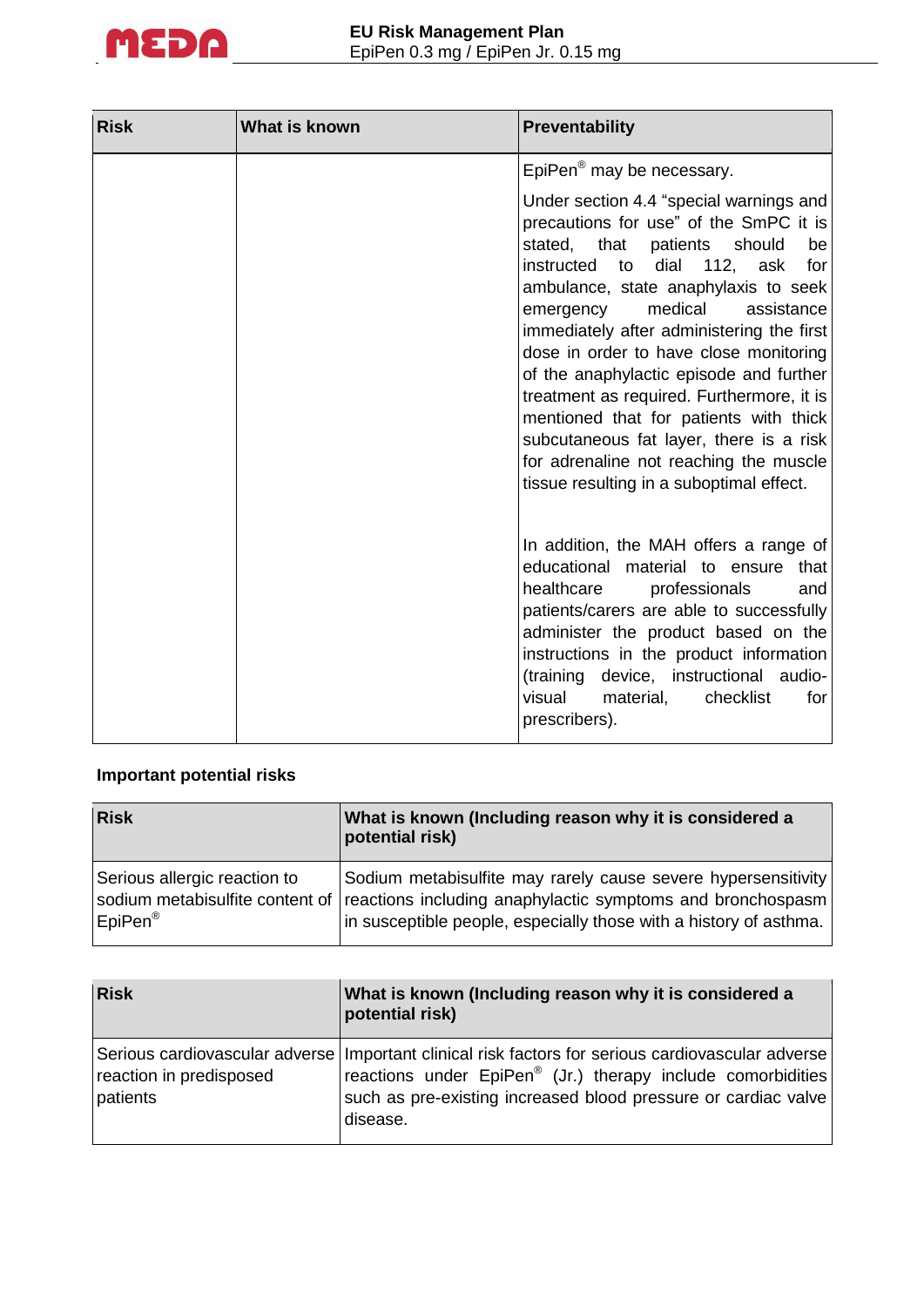| Risk | What is known | Preventability |
|---|---|---|
| | | EpiPen® may be necessary.<br><br>Under section 4.4 “special warnings and precautions for use” of the SmPC it is stated, that patients should be instructed to dial 112, ask for ambulance, state anaphylaxis to seek emergency medical assistance immediately after administering the first dose in order to have close monitoring of the anaphylactic episode and further treatment as required. Furthermore, it is mentioned that for patients with thick subcutaneous fat layer, there is a risk for adrenaline not reaching the muscle tissue resulting in a suboptimal effect.<br><br>In addition, the MAH offers a range of educational material to ensure that healthcare professionals and patients/carers are able to successfully administer the product based on the instructions in the product information (training device, instructional audio-visual material, checklist for prescribers). |

**Important potential risks**

| Risk | What is known (Including reason why it is considered a potential risk) |
|---|---|
| Serious allergic reaction to sodium metabisulfite content of EpiPen® | Sodium metabisulfite may rarely cause severe hypersensitivity reactions including anaphylactic symptoms and bronchospasm in susceptible people, especially those with a history of asthma. |

| Risk | What is known (Including reason why it is considered a potential risk) |
|---|---|
| Serious cardiovascular adverse reaction in predisposed patients | Important clinical risk factors for serious cardiovascular adverse reactions under EpiPen® (Jr.) therapy include comorbidities such as pre-existing increased blood pressure or cardiac valve disease. |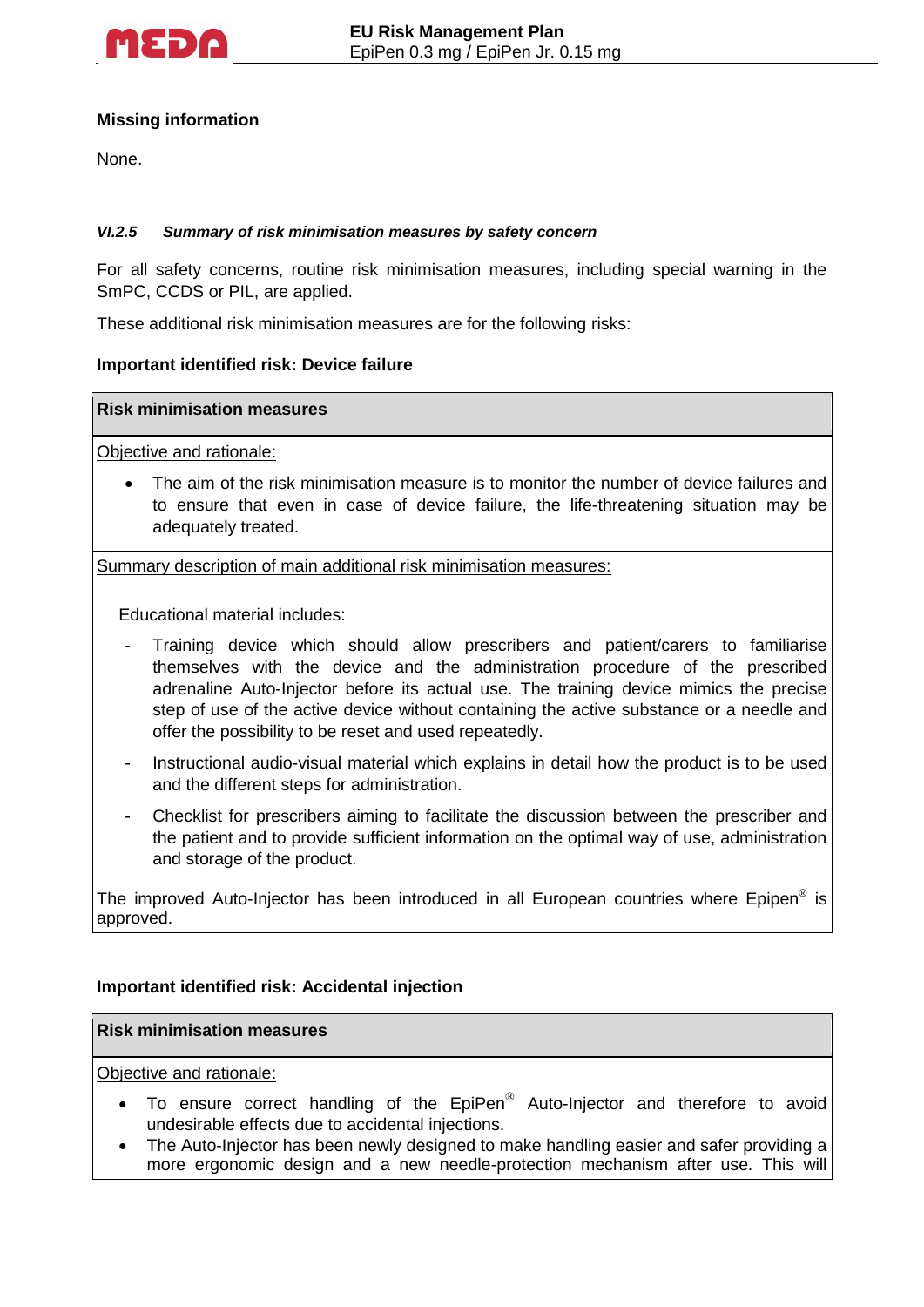**Missing information**

None.

#### *VI.2.5 Summary of risk minimisation measures by safety concern*

For all safety concerns, routine risk minimisation measures, including special warning in the SmPC, CCDS or PIL, are applied.

These additional risk minimisation measures are for the following risks:

**Important identified risk: Device failure**

| **Risk minimisation measures** |
|---|
| Objective and rationale:<br><br>• The aim of the risk minimisation measure is to monitor the number of device failures and to ensure that even in case of device failure, the life-threatening situation may be adequately treated. |
| Summary description of main additional risk minimisation measures:<br><br>Educational material includes:<br><br>- Training device which should allow prescribers and patient/carers to familiarise themselves with the device and the administration procedure of the prescribed adrenaline Auto-Injector before its actual use. The training device mimics the precise step of use of the active device without containing the active substance or a needle and offer the possibility to be reset and used repeatedly.<br>- Instructional audio-visual material which explains in detail how the product is to be used and the different steps for administration.<br>- Checklist for prescribers aiming to facilitate the discussion between the prescriber and the patient and to provide sufficient information on the optimal way of use, administration and storage of the product. |
| The improved Auto-Injector has been introduced in all European countries where Epipen® is approved. |

**Important identified risk: Accidental injection**

| **Risk minimisation measures** |
|---|
| Objective and rationale:<br><br>• To ensure correct handling of the EpiPen® Auto-Injector and therefore to avoid undesirable effects due to accidental injections.<br>• The Auto-Injector has been newly designed to make handling easier and safer providing a more ergonomic design and a new needle-protection mechanism after use. This will |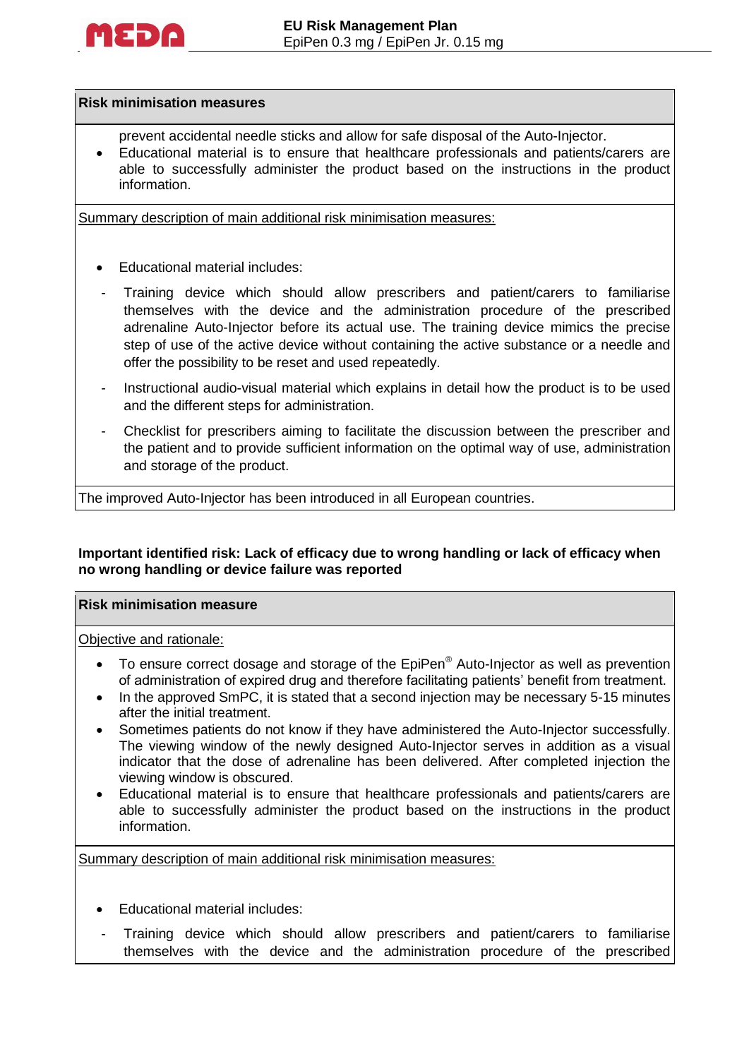| Risk minimisation measures |
|---|
| prevent accidental needle sticks and allow for safe disposal of the Auto-Injector.<br>• Educational material is to ensure that healthcare professionals and patients/carers are able to successfully administer the product based on the instructions in the product information. |
| Summary description of main additional risk minimisation measures:<br><br>• Educational material includes:<br>- Training device which should allow prescribers and patient/carers to familiarise themselves with the device and the administration procedure of the prescribed adrenaline Auto-Injector before its actual use. The training device mimics the precise step of use of the active device without containing the active substance or a needle and offer the possibility to be reset and used repeatedly.<br>- Instructional audio-visual material which explains in detail how the product is to be used and the different steps for administration.<br>- Checklist for prescribers aiming to facilitate the discussion between the prescriber and the patient and to provide sufficient information on the optimal way of use, administration and storage of the product. |
| The improved Auto-Injector has been introduced in all European countries. |

**Important identified risk: Lack of efficacy due to wrong handling or lack of efficacy when no wrong handling or device failure was reported**

| Risk minimisation measure |
|---|
| Objective and rationale:<br><br>• To ensure correct dosage and storage of the EpiPen® Auto-Injector as well as prevention of administration of expired drug and therefore facilitating patients' benefit from treatment.<br>• In the approved SmPC, it is stated that a second injection may be necessary 5-15 minutes after the initial treatment.<br>• Sometimes patients do not know if they have administered the Auto-Injector successfully. The viewing window of the newly designed Auto-Injector serves in addition as a visual indicator that the dose of adrenaline has been delivered. After completed injection the viewing window is obscured.<br>• Educational material is to ensure that healthcare professionals and patients/carers are able to successfully administer the product based on the instructions in the product information. |
| Summary description of main additional risk minimisation measures:<br><br>• Educational material includes:<br>- Training device which should allow prescribers and patient/carers to familiarise themselves with the device and the administration procedure of the prescribed |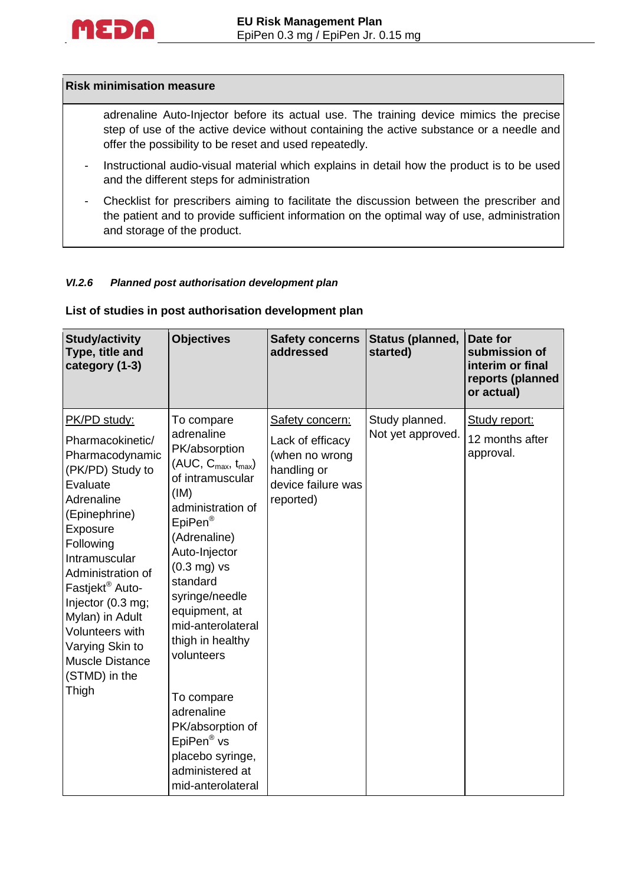| Risk minimisation measure |
|---|
| adrenaline Auto-Injector before its actual use. The training device mimics the precise step of use of the active device without containing the active substance or a needle and offer the possibility to be reset and used repeatedly.<br>- Instructional audio-visual material which explains in detail how the product is to be used and the different steps for administration<br>- Checklist for prescribers aiming to facilitate the discussion between the prescriber and the patient and to provide sufficient information on the optimal way of use, administration and storage of the product. |

#### *VI.2.6 Planned post authorisation development plan*

**List of studies in post authorisation development plan**

| Study/activity Type, title and category (1-3) | Objectives | Safety concerns addressed | Status (planned, started) | Date for submission of interim or final reports (planned or actual) |
|---|---|---|---|---|
| PK/PD study:<br>Pharmacokinetic/ Pharmacodynamic (PK/PD) Study to Evaluate Adrenaline (Epinephrine) Exposure Following Intramuscular Administration of Fastjekt® Auto-Injector (0.3 mg; Mylan) in Adult Volunteers with Varying Skin to Muscle Distance (STMD) in the Thigh | To compare adrenaline PK/absorption (AUC, $C_{max}$, $t_{max}$) of intramuscular (IM) administration of EpiPen® (Adrenaline) Auto-Injector (0.3 mg) vs standard syringe/needle equipment, at mid-anterolateral thigh in healthy volunteers<br><br>To compare adrenaline PK/absorption of EpiPen® vs placebo syringe, administered at mid-anterolateral | Safety concern:<br>Lack of efficacy (when no wrong handling or device failure was reported) | Study planned. Not yet approved. | Study report:<br>12 months after approval. |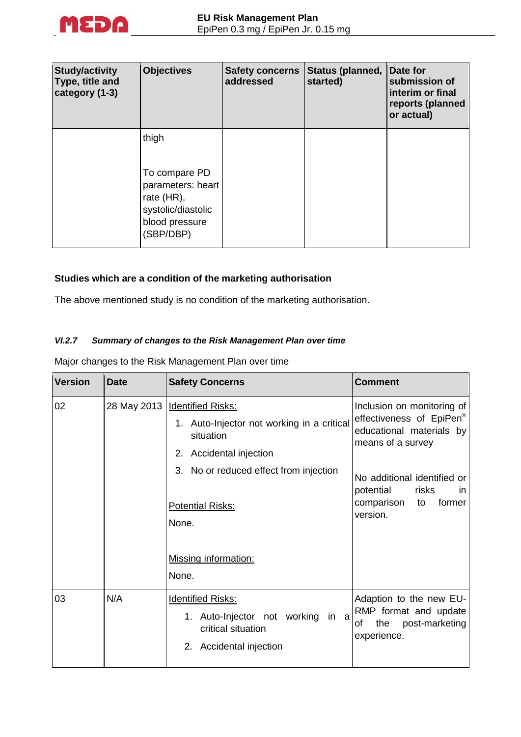| Study/activity Type, title and category (1-3) | Objectives | Safety concerns addressed | Status (planned, started) | Date for submission of interim or final reports (planned or actual) |
|---|---|---|---|---|
| | thigh<br><br>To compare PD parameters: heart rate (HR), systolic/diastolic blood pressure (SBP/DBP) | | | |

**Studies which are a condition of the marketing authorisation**

The above mentioned study is no condition of the marketing authorisation.

#### *VI.2.7 Summary of changes to the Risk Management Plan over time*

Major changes to the Risk Management Plan over time

| Version | Date | Safety Concerns | Comment |
|---|---|---|---|
| 02 | 28 May 2013 | Identified Risks:<br>1. Auto-Injector not working in a critical situation<br>2. Accidental injection<br>3. No or reduced effect from injection<br><br>Potential Risks:<br>None.<br><br>Missing information:<br>None. | Inclusion on monitoring of effectiveness of EpiPen® educational materials by means of a survey<br><br>No additional identified or potential risks in comparison to former version. |
| 03 | N/A | Identified Risks:<br>1. Auto-Injector not working in a critical situation<br>2. Accidental injection | Adaption to the new EU-RMP format and update of the post-marketing experience. |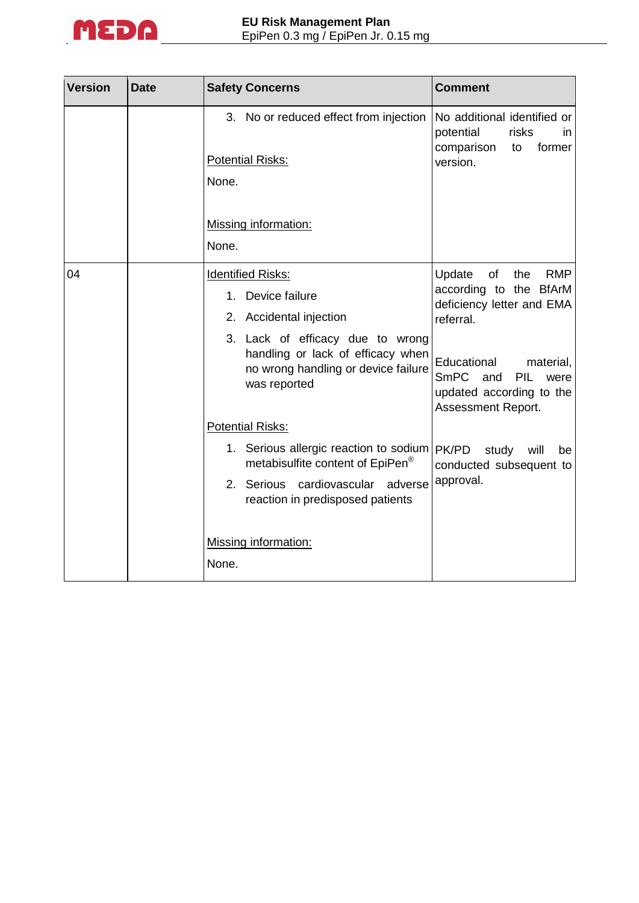| Version | Date | Safety Concerns | Comment |
|---|---|---|---|
| | | 3. No or reduced effect from injection<br><br>Potential Risks:<br>None.<br><br>Missing information:<br>None. | No additional identified or potential risks in comparison to former version. |
| 04 | | Identified Risks:<br>1. Device failure<br>2. Accidental injection<br>3. Lack of efficacy due to wrong handling or lack of efficacy when no wrong handling or device failure was reported<br><br>Potential Risks:<br>1. Serious allergic reaction to sodium metabisulfite content of EpiPen®<br>2. Serious cardiovascular adverse reaction in predisposed patients<br><br>Missing information:<br>None. | Update of the RMP according to the BfArM deficiency letter and EMA referral.<br><br>Educational material, SmPC and PIL were updated according to the Assessment Report.<br><br>PK/PD study will be conducted subsequent to approval. |